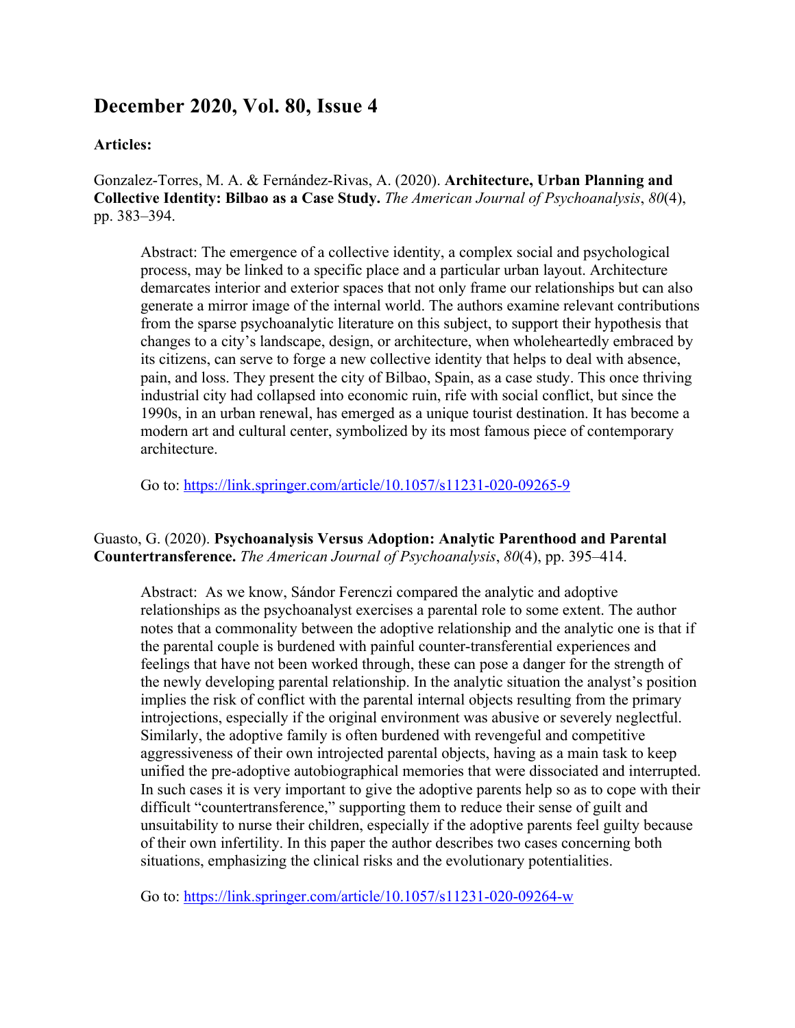# December 2020, Vol. 80, Issue 4

**Articles:**

Gonzalez-Torres, M. A. & Fernández-Rivas, A. (2020). **Architecture, Urban Planning and Collective Identity: Bilbao as a Case Study.** *The American Journal of Psychoanalysis*, *80*(4), pp. 383–394.

> Abstract: The emergence of a collective identity, a complex social and psychological process, may be linked to a specific place and a particular urban layout. Architecture demarcates interior and exterior spaces that not only frame our relationships but can also generate a mirror image of the internal world. The authors examine relevant contributions from the sparse psychoanalytic literature on this subject, to support their hypothesis that changes to a city's landscape, design, or architecture, when wholeheartedly embraced by its citizens, can serve to forge a new collective identity that helps to deal with absence, pain, and loss. They present the city of Bilbao, Spain, as a case study. This once thriving industrial city had collapsed into economic ruin, rife with social conflict, but since the 1990s, in an urban renewal, has emerged as a unique tourist destination. It has become a modern art and cultural center, symbolized by its most famous piece of contemporary architecture.
>
> Go to: https://link.springer.com/article/10.1057/s11231-020-09265-9

Guasto, G. (2020). **Psychoanalysis Versus Adoption: Analytic Parenthood and Parental Countertransference.** *The American Journal of Psychoanalysis*, *80*(4), pp. 395–414.

> Abstract: As we know, Sándor Ferenczi compared the analytic and adoptive relationships as the psychoanalyst exercises a parental role to some extent. The author notes that a commonality between the adoptive relationship and the analytic one is that if the parental couple is burdened with painful counter-transferential experiences and feelings that have not been worked through, these can pose a danger for the strength of the newly developing parental relationship. In the analytic situation the analyst's position implies the risk of conflict with the parental internal objects resulting from the primary introjections, especially if the original environment was abusive or severely neglectful. Similarly, the adoptive family is often burdened with revengeful and competitive aggressiveness of their own introjected parental objects, having as a main task to keep unified the pre-adoptive autobiographical memories that were dissociated and interrupted. In such cases it is very important to give the adoptive parents help so as to cope with their difficult "countertransference," supporting them to reduce their sense of guilt and unsuitability to nurse their children, especially if the adoptive parents feel guilty because of their own infertility. In this paper the author describes two cases concerning both situations, emphasizing the clinical risks and the evolutionary potentialities.
>
> Go to: https://link.springer.com/article/10.1057/s11231-020-09264-w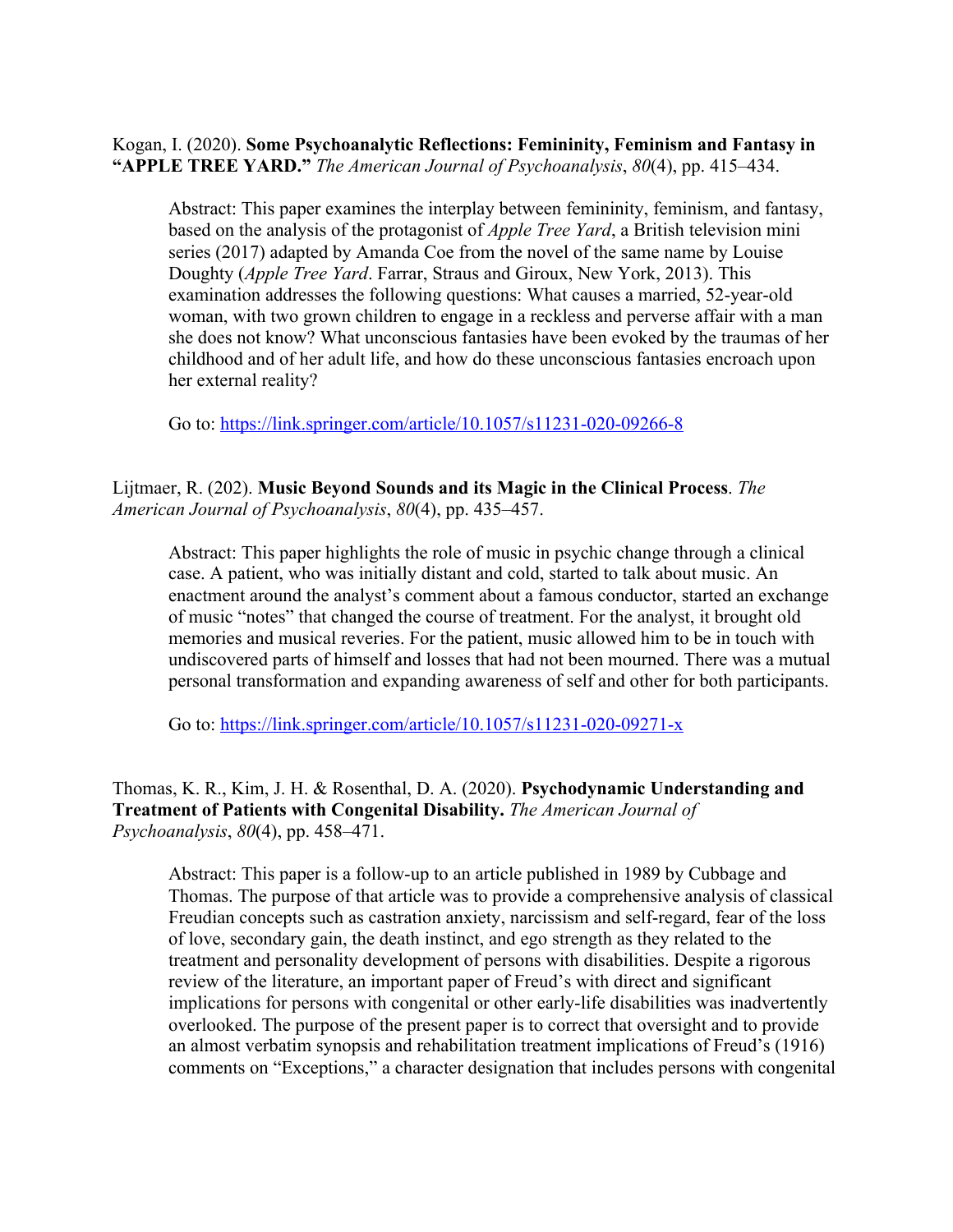Kogan, I. (2020). **Some Psychoanalytic Reflections: Femininity, Feminism and Fantasy in "APPLE TREE YARD."** *The American Journal of Psychoanalysis*, *80*(4), pp. 415–434.

> Abstract: This paper examines the interplay between femininity, feminism, and fantasy, based on the analysis of the protagonist of *Apple Tree Yard*, a British television mini series (2017) adapted by Amanda Coe from the novel of the same name by Louise Doughty (*Apple Tree Yard*. Farrar, Straus and Giroux, New York, 2013). This examination addresses the following questions: What causes a married, 52-year-old woman, with two grown children to engage in a reckless and perverse affair with a man she does not know? What unconscious fantasies have been evoked by the traumas of her childhood and of her adult life, and how do these unconscious fantasies encroach upon her external reality?
>
> Go to: https://link.springer.com/article/10.1057/s11231-020-09266-8

Lijtmaer, R. (202). **Music Beyond Sounds and its Magic in the Clinical Process**. *The American Journal of Psychoanalysis*, *80*(4), pp. 435–457.

> Abstract: This paper highlights the role of music in psychic change through a clinical case. A patient, who was initially distant and cold, started to talk about music. An enactment around the analyst's comment about a famous conductor, started an exchange of music "notes" that changed the course of treatment. For the analyst, it brought old memories and musical reveries. For the patient, music allowed him to be in touch with undiscovered parts of himself and losses that had not been mourned. There was a mutual personal transformation and expanding awareness of self and other for both participants.
>
> Go to: https://link.springer.com/article/10.1057/s11231-020-09271-x

Thomas, K. R., Kim, J. H. & Rosenthal, D. A. (2020). **Psychodynamic Understanding and Treatment of Patients with Congenital Disability.** *The American Journal of Psychoanalysis*, *80*(4), pp. 458–471.

> Abstract: This paper is a follow-up to an article published in 1989 by Cubbage and Thomas. The purpose of that article was to provide a comprehensive analysis of classical Freudian concepts such as castration anxiety, narcissism and self-regard, fear of the loss of love, secondary gain, the death instinct, and ego strength as they related to the treatment and personality development of persons with disabilities. Despite a rigorous review of the literature, an important paper of Freud's with direct and significant implications for persons with congenital or other early-life disabilities was inadvertently overlooked. The purpose of the present paper is to correct that oversight and to provide an almost verbatim synopsis and rehabilitation treatment implications of Freud's (1916) comments on "Exceptions," a character designation that includes persons with congenital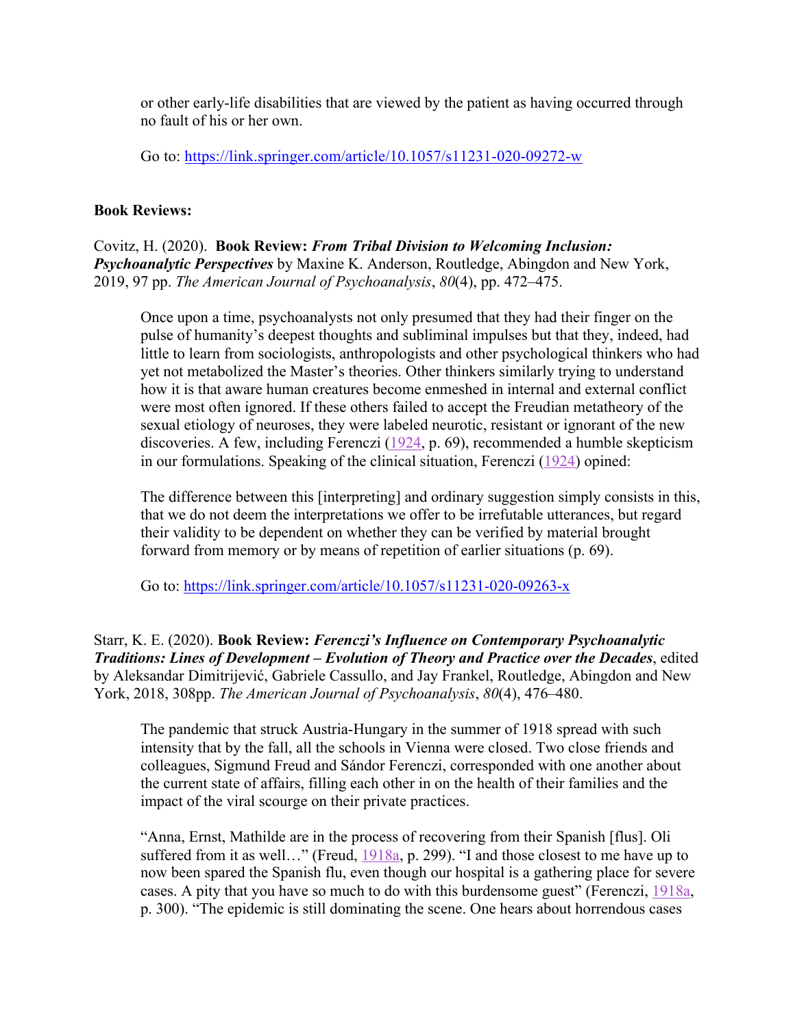or other early-life disabilities that are viewed by the patient as having occurred through no fault of his or her own.

Go to: https://link.springer.com/article/10.1057/s11231-020-09272-w

**Book Reviews:**

Covitz, H. (2020). **Book Review: *From Tribal Division to Welcoming Inclusion: Psychoanalytic Perspectives*** by Maxine K. Anderson, Routledge, Abingdon and New York, 2019, 97 pp. *The American Journal of Psychoanalysis*, *80*(4), pp. 472–475.

> Once upon a time, psychoanalysts not only presumed that they had their finger on the pulse of humanity's deepest thoughts and subliminal impulses but that they, indeed, had little to learn from sociologists, anthropologists and other psychological thinkers who had yet not metabolized the Master's theories. Other thinkers similarly trying to understand how it is that aware human creatures become enmeshed in internal and external conflict were most often ignored. If these others failed to accept the Freudian metatheory of the sexual etiology of neuroses, they were labeled neurotic, resistant or ignorant of the new discoveries. A few, including Ferenczi (1924, p. 69), recommended a humble skepticism in our formulations. Speaking of the clinical situation, Ferenczi (1924) opined:
>
> The difference between this [interpreting] and ordinary suggestion simply consists in this, that we do not deem the interpretations we offer to be irrefutable utterances, but regard their validity to be dependent on whether they can be verified by material brought forward from memory or by means of repetition of earlier situations (p. 69).
>
> Go to: https://link.springer.com/article/10.1057/s11231-020-09263-x

Starr, K. E. (2020). **Book Review: *Ferenczi's Influence on Contemporary Psychoanalytic Traditions: Lines of Development – Evolution of Theory and Practice over the Decades***, edited by Aleksandar Dimitrijević, Gabriele Cassullo, and Jay Frankel, Routledge, Abingdon and New York, 2018, 308pp. *The American Journal of Psychoanalysis*, *80*(4), 476–480.

> The pandemic that struck Austria-Hungary in the summer of 1918 spread with such intensity that by the fall, all the schools in Vienna were closed. Two close friends and colleagues, Sigmund Freud and Sándor Ferenczi, corresponded with one another about the current state of affairs, filling each other in on the health of their families and the impact of the viral scourge on their private practices.
>
> "Anna, Ernst, Mathilde are in the process of recovering from their Spanish [flus]. Oli suffered from it as well…" (Freud, 1918a, p. 299). "I and those closest to me have up to now been spared the Spanish flu, even though our hospital is a gathering place for severe cases. A pity that you have so much to do with this burdensome guest" (Ferenczi, 1918a, p. 300). "The epidemic is still dominating the scene. One hears about horrendous cases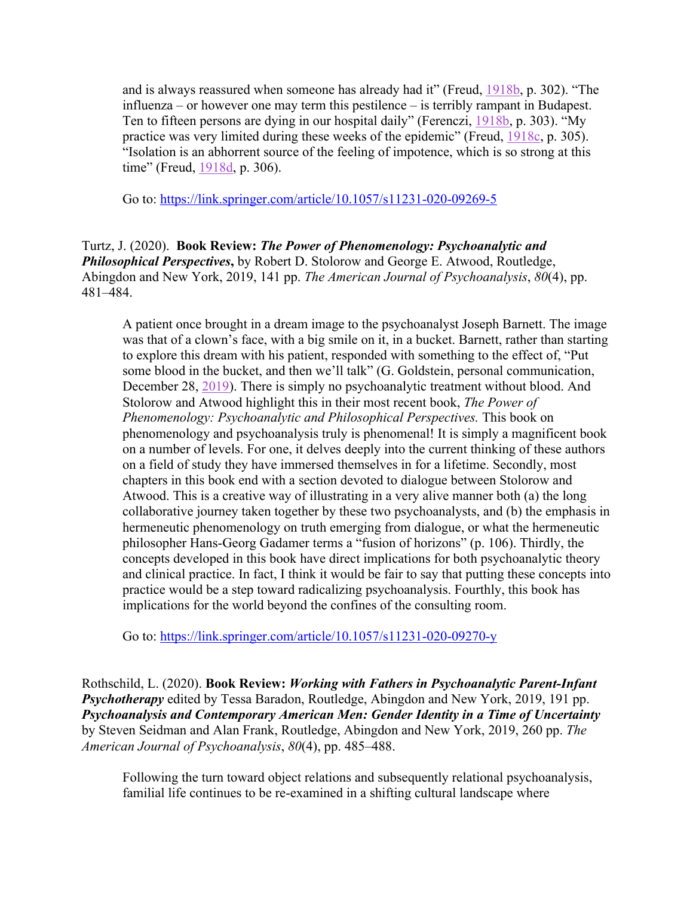and is always reassured when someone has already had it" (Freud, 1918b, p. 302). "The influenza – or however one may term this pestilence – is terribly rampant in Budapest. Ten to fifteen persons are dying in our hospital daily" (Ferenczi, 1918b, p. 303). "My practice was very limited during these weeks of the epidemic" (Freud, 1918c, p. 305). "Isolation is an abhorrent source of the feeling of impotence, which is so strong at this time" (Freud, 1918d, p. 306).

> Go to: https://link.springer.com/article/10.1057/s11231-020-09269-5

Turtz, J. (2020). **Book Review: *The Power of Phenomenology: Psychoanalytic and Philosophical Perspectives*,** by Robert D. Stolorow and George E. Atwood, Routledge, Abingdon and New York, 2019, 141 pp. *The American Journal of Psychoanalysis*, *80*(4), pp. 481–484.

> A patient once brought in a dream image to the psychoanalyst Joseph Barnett. The image was that of a clown's face, with a big smile on it, in a bucket. Barnett, rather than starting to explore this dream with his patient, responded with something to the effect of, "Put some blood in the bucket, and then we'll talk" (G. Goldstein, personal communication, December 28, 2019). There is simply no psychoanalytic treatment without blood. And Stolorow and Atwood highlight this in their most recent book, *The Power of Phenomenology: Psychoanalytic and Philosophical Perspectives.* This book on phenomenology and psychoanalysis truly is phenomenal! It is simply a magnificent book on a number of levels. For one, it delves deeply into the current thinking of these authors on a field of study they have immersed themselves in for a lifetime. Secondly, most chapters in this book end with a section devoted to dialogue between Stolorow and Atwood. This is a creative way of illustrating in a very alive manner both (a) the long collaborative journey taken together by these two psychoanalysts, and (b) the emphasis in hermeneutic phenomenology on truth emerging from dialogue, or what the hermeneutic philosopher Hans-Georg Gadamer terms a "fusion of horizons" (p. 106). Thirdly, the concepts developed in this book have direct implications for both psychoanalytic theory and clinical practice. In fact, I think it would be fair to say that putting these concepts into practice would be a step toward radicalizing psychoanalysis. Fourthly, this book has implications for the world beyond the confines of the consulting room.
>
> Go to: https://link.springer.com/article/10.1057/s11231-020-09270-y

Rothschild, L. (2020). **Book Review: *Working with Fathers in Psychoanalytic Parent-Infant Psychotherapy*** edited by Tessa Baradon, Routledge, Abingdon and New York, 2019, 191 pp. ***Psychoanalysis and Contemporary American Men: Gender Identity in a Time of Uncertainty*** by Steven Seidman and Alan Frank, Routledge, Abingdon and New York, 2019, 260 pp. *The American Journal of Psychoanalysis*, *80*(4), pp. 485–488.

> Following the turn toward object relations and subsequently relational psychoanalysis, familial life continues to be re-examined in a shifting cultural landscape where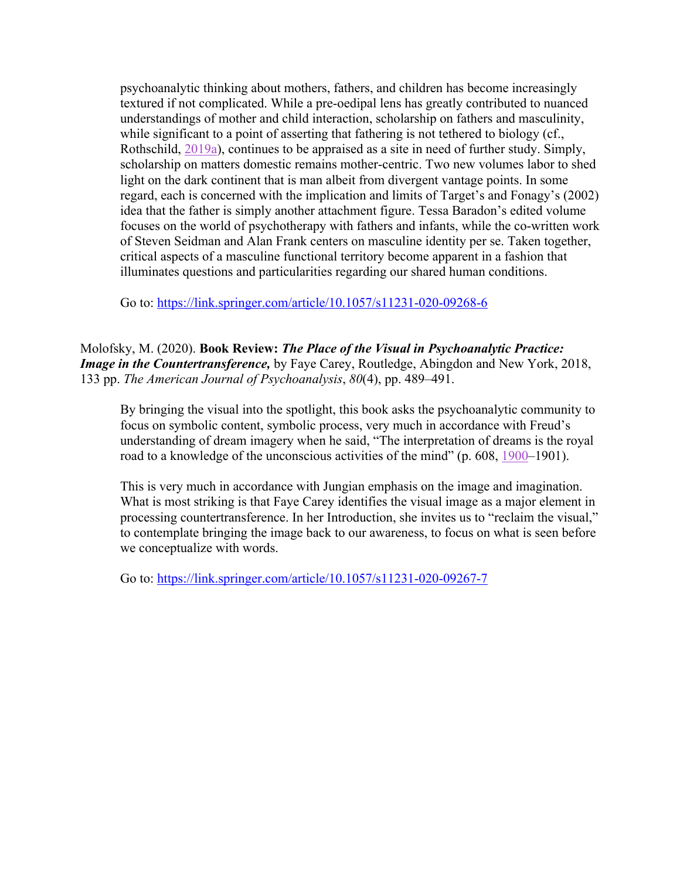psychoanalytic thinking about mothers, fathers, and children has become increasingly textured if not complicated. While a pre-oedipal lens has greatly contributed to nuanced understandings of mother and child interaction, scholarship on fathers and masculinity, while significant to a point of asserting that fathering is not tethered to biology (cf., Rothschild, 2019a), continues to be appraised as a site in need of further study. Simply, scholarship on matters domestic remains mother-centric. Two new volumes labor to shed light on the dark continent that is man albeit from divergent vantage points. In some regard, each is concerned with the implication and limits of Target's and Fonagy's (2002) idea that the father is simply another attachment figure. Tessa Baradon's edited volume focuses on the world of psychotherapy with fathers and infants, while the co-written work of Steven Seidman and Alan Frank centers on masculine identity per se. Taken together, critical aspects of a masculine functional territory become apparent in a fashion that illuminates questions and particularities regarding our shared human conditions.

Go to: https://link.springer.com/article/10.1057/s11231-020-09268-6

Molofsky, M. (2020). **Book Review: *The Place of the Visual in Psychoanalytic Practice: Image in the Countertransference,*** by Faye Carey, Routledge, Abingdon and New York, 2018, 133 pp. *The American Journal of Psychoanalysis*, *80*(4), pp. 489–491.

By bringing the visual into the spotlight, this book asks the psychoanalytic community to focus on symbolic content, symbolic process, very much in accordance with Freud's understanding of dream imagery when he said, "The interpretation of dreams is the royal road to a knowledge of the unconscious activities of the mind" (p. 608, 1900–1901).

This is very much in accordance with Jungian emphasis on the image and imagination. What is most striking is that Faye Carey identifies the visual image as a major element in processing countertransference. In her Introduction, she invites us to "reclaim the visual," to contemplate bringing the image back to our awareness, to focus on what is seen before we conceptualize with words.

Go to: https://link.springer.com/article/10.1057/s11231-020-09267-7